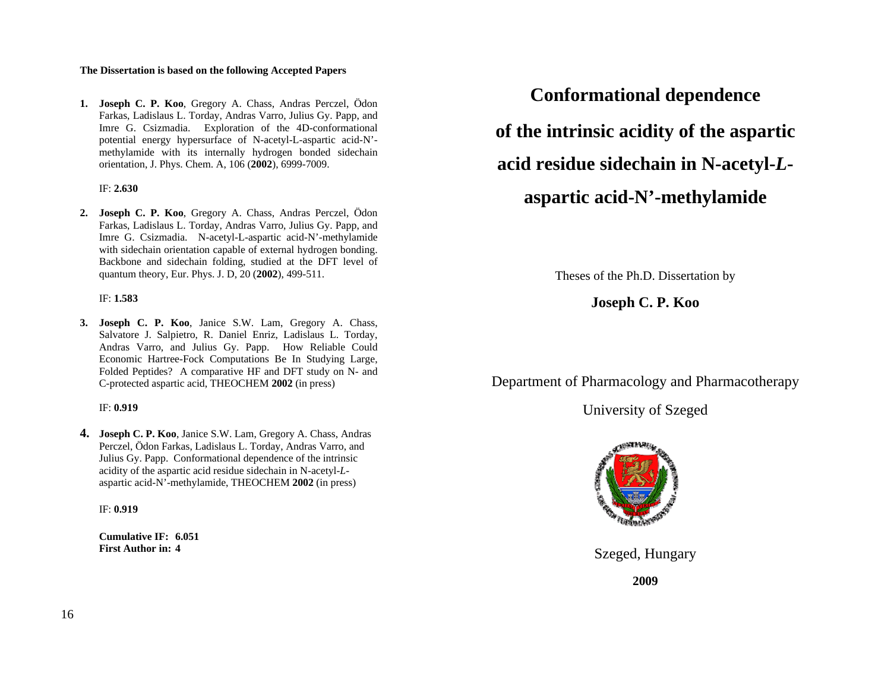**The Dissertation is based on the following Accepted Papers**

1. **Joseph C. P. Koo**, Gregory A. Chass, Andras Perczel, Ödon Farkas, Ladislaus L. Torday, Andras Varro, Julius Gy. Papp, and Imre G. Csizmadia. Exploration of the 4D-conformational potential energy hypersurface of N-acetyl-L-aspartic acid-N'-methylamide with its internally hydrogen bonded sidechain orientation, J. Phys. Chem. A, 106 (**2002**), 6999-7009.

   IF: **2.630**

2. **Joseph C. P. Koo**, Gregory A. Chass, Andras Perczel, Ödon Farkas, Ladislaus L. Torday, Andras Varro, Julius Gy. Papp, and Imre G. Csizmadia. N-acetyl-L-aspartic acid-N'-methylamide with sidechain orientation capable of external hydrogen bonding. Backbone and sidechain folding, studied at the DFT level of quantum theory, Eur. Phys. J. D, 20 (**2002**), 499-511.

   IF: **1.583**

3. **Joseph C. P. Koo**, Janice S.W. Lam, Gregory A. Chass, Salvatore J. Salpietro, R. Daniel Enriz, Ladislaus L. Torday, Andras Varro, and Julius Gy. Papp. How Reliable Could Economic Hartree-Fock Computations Be In Studying Large, Folded Peptides? A comparative HF and DFT study on N- and C-protected aspartic acid, THEOCHEM **2002** (in press)

   IF: **0.919**

4. **Joseph C. P. Koo**, Janice S.W. Lam, Gregory A. Chass, Andras Perczel, Ödon Farkas, Ladislaus L. Torday, Andras Varro, and Julius Gy. Papp. Conformational dependence of the intrinsic acidity of the aspartic acid residue sidechain in N-acetyl-*L*-aspartic acid-N'-methylamide, THEOCHEM **2002** (in press)

   IF: **0.919**

   **Cumulative IF: 6.051**
   **First Author in: 4**

# Conformational dependence of the intrinsic acidity of the aspartic acid residue sidechain in N-acetyl-*L*-aspartic acid-N'-methylamide

Theses of the Ph.D. Dissertation by

**Joseph C. P. Koo**

Department of Pharmacology and Pharmacotherapy

University of Szeged

Szeged, Hungary

**2009**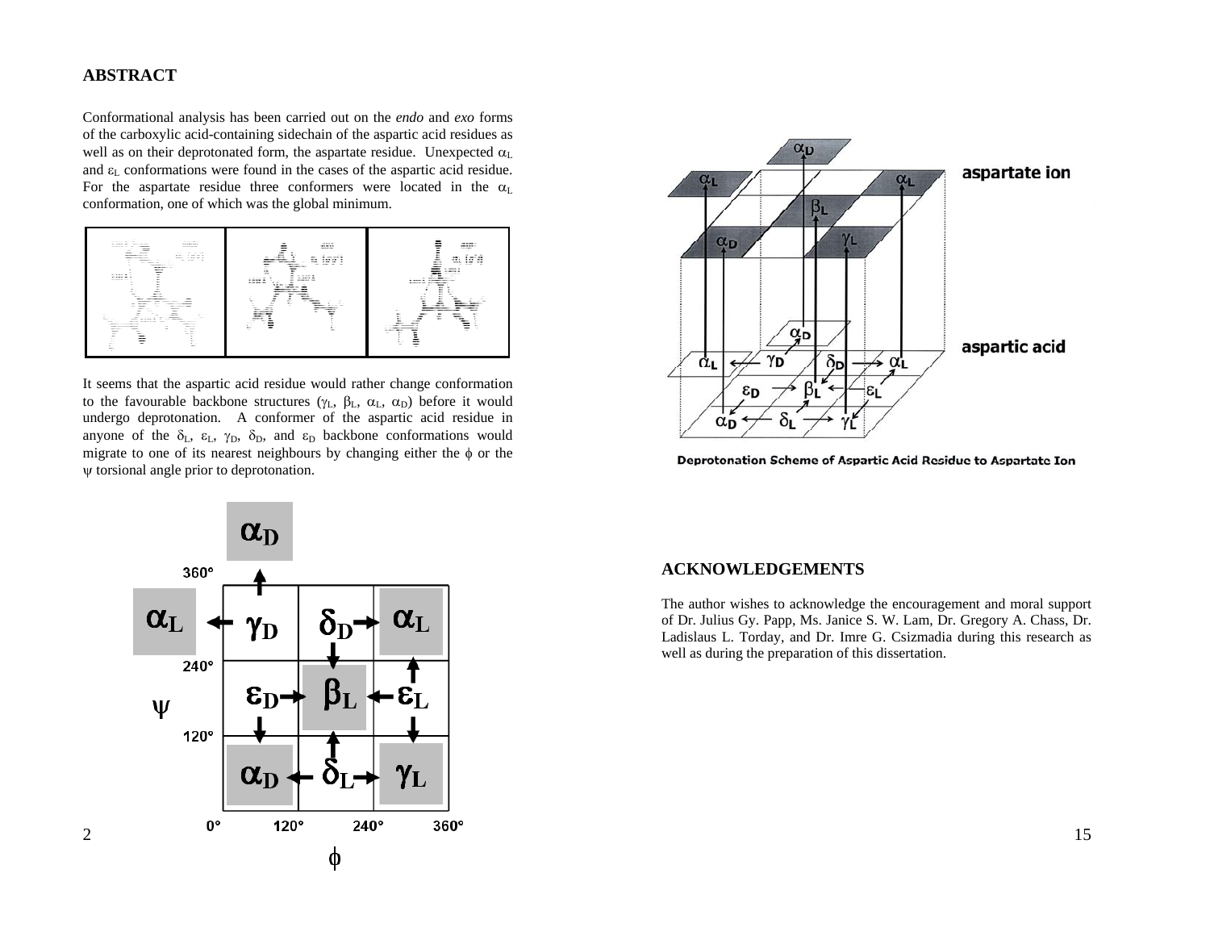## ABSTRACT

Conformational analysis has been carried out on the *endo* and *exo* forms of the carboxylic acid-containing sidechain of the aspartic acid residues as well as on their deprotonated form, the aspartate residue. Unexpected $\alpha_L$ and $\varepsilon_L$ conformations were found in the cases of the aspartic acid residue. For the aspartate residue three conformers were located in the $\alpha_L$ conformation, one of which was the global minimum.

It seems that the aspartic acid residue would rather change conformation to the favourable backbone structures ($\gamma_L$, $\beta_L$, $\alpha_L$, $\alpha_D$) before it would undergo deprotonation. A conformer of the aspartic acid residue in anyone of the $\delta_L$, $\varepsilon_L$, $\gamma_D$, $\delta_D$, and $\varepsilon_D$ backbone conformations would migrate to one of its nearest neighbours by changing either the $\phi$ or the $\psi$ torsional angle prior to deprotonation.

Deprotonation Scheme of Aspartic Acid Residue to Aspartate Ion

## ACKNOWLEDGEMENTS

The author wishes to acknowledge the encouragement and moral support of Dr. Julius Gy. Papp, Ms. Janice S. W. Lam, Dr. Gregory A. Chass, Dr. Ladislaus L. Torday, and Dr. Imre G. Csizmadia during this research as well as during the preparation of this dissertation.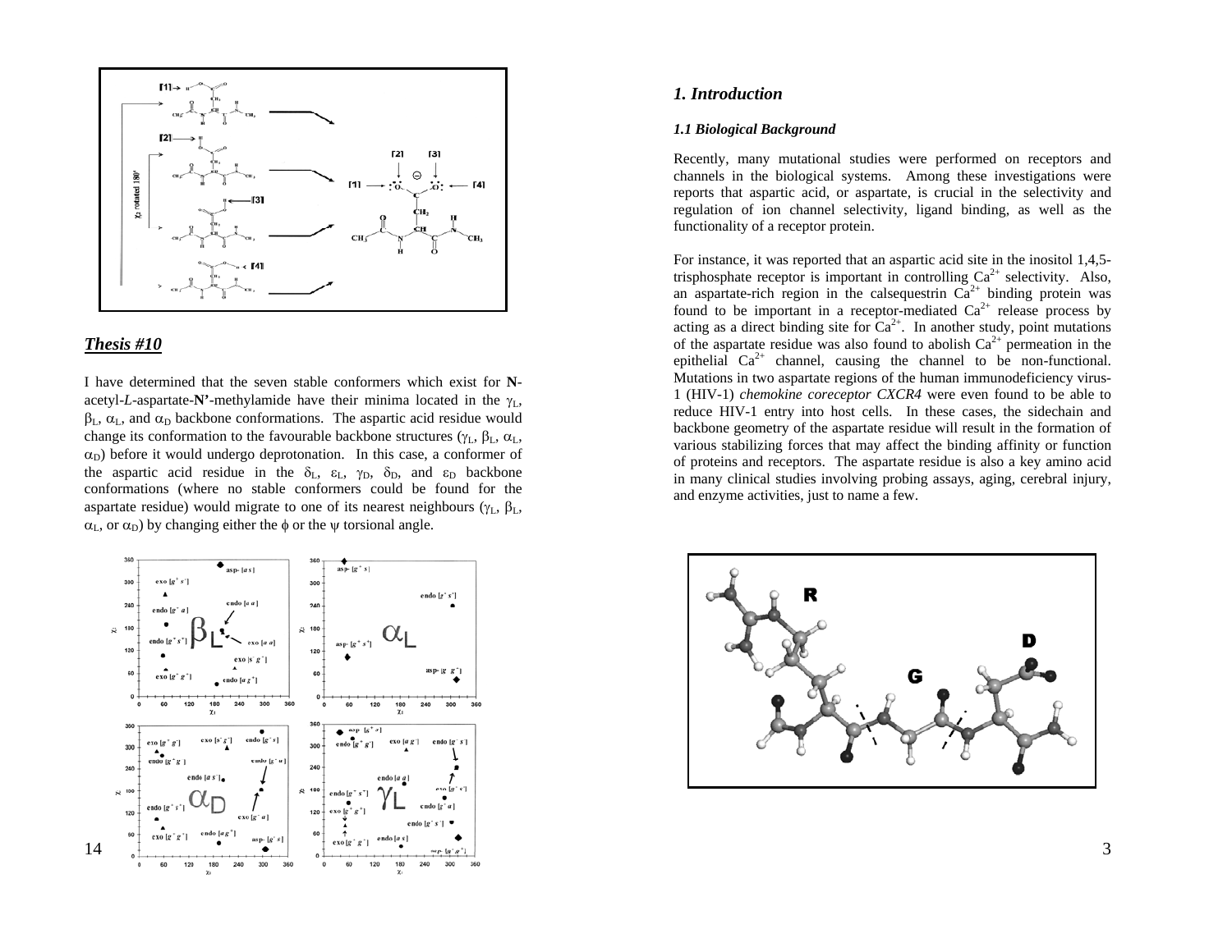## Thesis #10

I have determined that the seven stable conformers which exist for **N**-acetyl-*L*-aspartate-**N'**-methylamide have their minima located in the $\gamma_L$, $\beta_L$, $\alpha_L$, and $\alpha_D$ backbone conformations. The aspartic acid residue would change its conformation to the favourable backbone structures ($\gamma_L$, $\beta_L$, $\alpha_L$, $\alpha_D$) before it would undergo deprotonation. In this case, a conformer of the aspartic acid residue in the $\delta_L$, $\varepsilon_L$, $\gamma_D$, $\delta_D$, and $\varepsilon_D$ backbone conformations (where no stable conformers could be found for the aspartate residue) would migrate to one of its nearest neighbours ($\gamma_L$, $\beta_L$, $\alpha_L$, or $\alpha_D$) by changing either the $\phi$ or the $\psi$ torsional angle.

# 1. Introduction

### 1.1 Biological Background

Recently, many mutational studies were performed on receptors and channels in the biological systems. Among these investigations were reports that aspartic acid, or aspartate, is crucial in the selectivity and regulation of ion channel selectivity, ligand binding, as well as the functionality of a receptor protein.

For instance, it was reported that an aspartic acid site in the inositol 1,4,5-trisphosphate receptor is important in controlling $Ca^{2+}$ selectivity. Also, an aspartate-rich region in the calsequestrin $Ca^{2+}$ binding protein was found to be important in a receptor-mediated $Ca^{2+}$ release process by acting as a direct binding site for $Ca^{2+}$. In another study, point mutations of the aspartate residue was also found to abolish $Ca^{2+}$ permeation in the epithelial $Ca^{2+}$ channel, causing the channel to be non-functional. Mutations in two aspartate regions of the human immunodeficiency virus-1 (HIV-1) *chemokine coreceptor CXCR4* were even found to be able to reduce HIV-1 entry into host cells. In these cases, the sidechain and backbone geometry of the aspartate residue will result in the formation of various stabilizing forces that may affect the binding affinity or function of proteins and receptors. The aspartate residue is also a key amino acid in many clinical studies involving probing assays, aging, cerebral injury, and enzyme activities, just to name a few.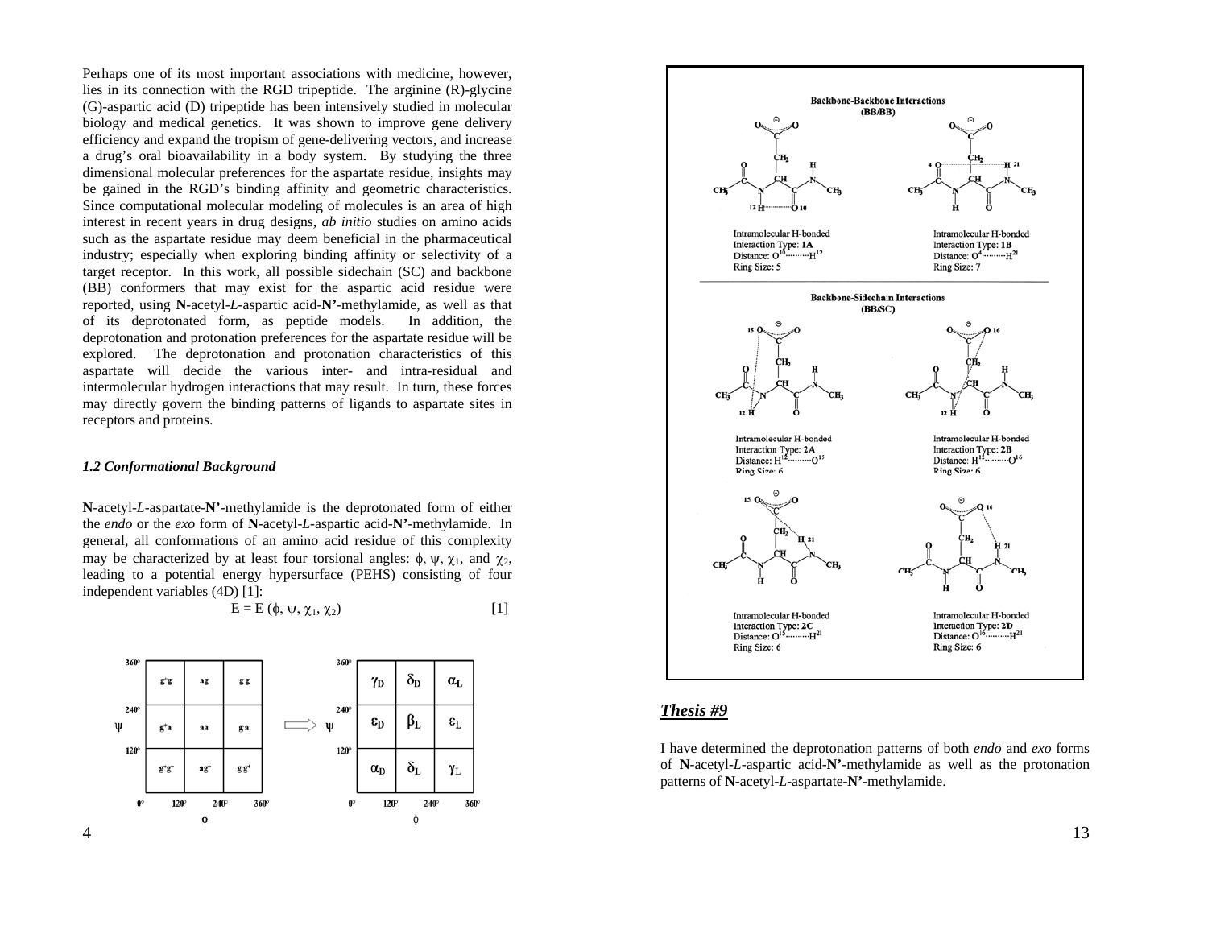Perhaps one of its most important associations with medicine, however, lies in its connection with the RGD tripeptide. The arginine (R)-glycine (G)-aspartic acid (D) tripeptide has been intensively studied in molecular biology and medical genetics. It was shown to improve gene delivery efficiency and expand the tropism of gene-delivering vectors, and increase a drug's oral bioavailability in a body system. By studying the three dimensional molecular preferences for the aspartate residue, insights may be gained in the RGD's binding affinity and geometric characteristics. Since computational molecular modeling of molecules is an area of high interest in recent years in drug designs, *ab initio* studies on amino acids such as the aspartate residue may deem beneficial in the pharmaceutical industry; especially when exploring binding affinity or selectivity of a target receptor. In this work, all possible sidechain (SC) and backbone (BB) conformers that may exist for the aspartic acid residue were reported, using **N**-acetyl-*L*-aspartic acid-**N'**-methylamide, as well as that of its deprotonated form, as peptide models. In addition, the deprotonation and protonation preferences for the aspartate residue will be explored. The deprotonation and protonation characteristics of this aspartate will decide the various inter- and intra-residual and intermolecular hydrogen interactions that may result. In turn, these forces may directly govern the binding patterns of ligands to aspartate sites in receptors and proteins.

### *1.2 Conformational Background*

**N**-acetyl-*L*-aspartate-**N'**-methylamide is the deprotonated form of either the *endo* or the *exo* form of **N**-acetyl-*L*-aspartic acid-**N'**-methylamide. In general, all conformations of an amino acid residue of this complexity may be characterized by at least four torsional angles: $\phi$, $\psi$, $\chi_1$, and $\chi_2$, leading to a potential energy hypersurface (PEHS) consisting of four independent variables (4D) [1]:

$$E = E(\phi, \psi, \chi_1, \chi_2) \qquad [1]$$

| $\psi$ \ $\phi$ | 0°–120° | 120°–240° | 240°–360° |
|---|---|---|---|
| 240°–360° | g⁻g | ag | gg |
| 120°–240° | g⁻a | aa | ga |
| 0°–120° | g⁻g⁺ | ag⁺ | gg⁺ |

⟹

| $\psi$ \ $\phi$ | 0°–120° | 120°–240° | 240°–360° |
|---|---|---|---|
| 240°–360° | $\gamma_D$ | $\delta_D$ | $\alpha_L$ |
| 120°–240° | $\varepsilon_D$ | $\beta_L$ | $\varepsilon_L$ |
| 0°–120° | $\alpha_D$ | $\delta_L$ | $\gamma_L$ |

**Backbone-Backbone Interactions (BB/BB)**

Intramolecular H-bonded Interaction Type: **1A**
Distance: $O^{10}\cdots\cdots H^{12}$
Ring Size: 5

Intramolecular H-bonded Interaction Type: **1B**
Distance: $O^{4}\cdots\cdots H^{21}$
Ring Size: 7

**Backbone-Sidechain Interactions (BB/SC)**

Intramolecular H-bonded Interaction Type: **2A**
Distance: $H^{12}\cdots\cdots O^{15}$
Ring Size: 6

Intramolecular H-bonded Interaction Type: **2B**
Distance: $H^{12}\cdots\cdots O^{16}$
Ring Size: 6

Intramolecular H-bonded Interaction Type: **2C**
Distance: $O^{15}\cdots\cdots H^{21}$
Ring Size: 6

Intramolecular H-bonded Interaction Type: **2D**
Distance: $O^{16}\cdots\cdots H^{21}$
Ring Size: 6

## ***Thesis #9***

I have determined the deprotonation patterns of both *endo* and *exo* forms of **N**-acetyl-*L*-aspartic acid-**N'**-methylamide as well as the protonation patterns of **N**-acetyl-*L*-aspartate-**N'**-methylamide.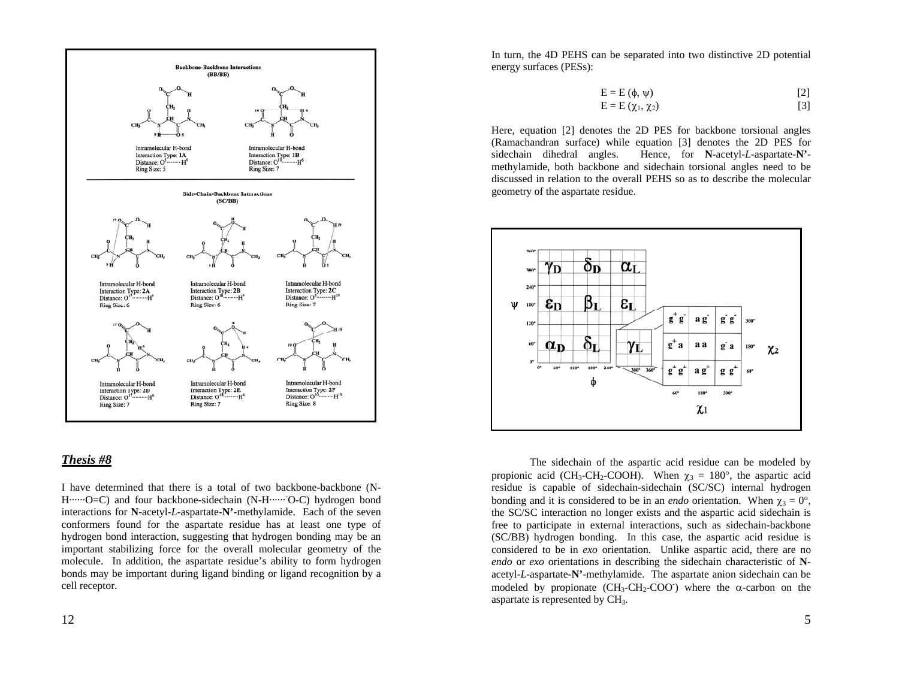**Backbone-Backbone Interactions (BB/BB)**

Intramolecular H-bond
Interaction Type: **1A**
Distance: O[5]·········H[9]
Ring Size: 5

Intramolecular H-bond
Interaction Type: **1B**
Distance: O[10]·········H[6]
Ring Size: 7

**Side-Chain-Backbone Interactions (SC/BB)**

Intramolecular H-bond
Interaction Type: **2A**
Distance: O[17]·········H[9]
Ring Size: 6

Intramolecular H-bond
Interaction Type: **2B**
Distance: O[18]·········H[9]
Ring Size: 6

Intramolecular H-bond
Interaction Type: **2C**
Distance: O[5]·········H[19]
Ring Size: 7

Intramolecular H-bond
Interaction Type: **2D**
Distance: O[17]·········H[6]
Ring Size: 7

Intramolecular H-bond
Interaction Type: **2E**
Distance: O[18]·········H[6]
Ring Size: 7

Intramolecular H-bond
Interaction Type: **2F**
Distance: O[10]·········H[19]
Ring Size: 8

## *Thesis #8*

I have determined that there is a total of two backbone-backbone (N-H······O=C) and four backbone-sidechain (N-H······$^{-}$O-C) hydrogen bond interactions for **N**-acetyl-*L*-aspartate-**N'**-methylamide. Each of the seven conformers found for the aspartate residue has at least one type of hydrogen bond interaction, suggesting that hydrogen bonding may be an important stabilizing force for the overall molecular geometry of the molecule. In addition, the aspartate residue's ability to form hydrogen bonds may be important during ligand binding or ligand recognition by a cell receptor.

In turn, the 4D PEHS can be separated into two distinctive 2D potential energy surfaces (PESs):

$$E = E(\phi, \psi) \qquad [2]$$

$$E = E(\chi_1, \chi_2) \qquad [3]$$

Here, equation [2] denotes the 2D PES for backbone torsional angles (Ramachandran surface) while equation [3] denotes the 2D PES for sidechain dihedral angles. Hence, for **N**-acetyl-*L*-aspartate-**N'**-methylamide, both backbone and sidechain torsional angles need to be discussed in relation to the overall PEHS so as to describe the molecular geometry of the aspartate residue.

| $\psi$ | | | |
|---|---|---|---|
| 300°–360° | $\gamma_D$ | $\delta_D$ | $\alpha_L$ |
| 180° | $\varepsilon_D$ | $\beta_L$ | $\varepsilon_L$ |
| 60° | $\alpha_D$ | $\delta_L$ | $\gamma_L$ |
| $\phi$ → | 0°–120° | 120°–240° | 240°–360° |

| $\chi_2$ | | | |
|---|---|---|---|
| 300° | $g^+g^-$ | $a\,g^-$ | $g^-g^-$ |
| 180° | $g^+a$ | $a\,a$ | $g^-a$ |
| 60° | $g^+g^+$ | $a\,g^+$ | $g^-g^+$ |
| $\chi_1$ → | 60° | 180° | 300° |

The sidechain of the aspartic acid residue can be modeled by propionic acid ($CH_3$-$CH_2$-COOH). When $\chi_3 = 180°$, the aspartic acid residue is capable of sidechain-sidechain (SC/SC) internal hydrogen bonding and it is considered to be in an *endo* orientation. When $\chi_3 = 0°$, the SC/SC interaction no longer exists and the aspartic acid sidechain is free to participate in external interactions, such as sidechain-backbone (SC/BB) hydrogen bonding. In this case, the aspartic acid residue is considered to be in *exo* orientation. Unlike aspartic acid, there are no *endo* or *exo* orientations in describing the sidechain characteristic of **N**-acetyl-*L*-aspartate-**N'**-methylamide. The aspartate anion sidechain can be modeled by propionate ($CH_3$-$CH_2$-$COO^-$) where the $\alpha$-carbon on the aspartate is represented by $CH_3$.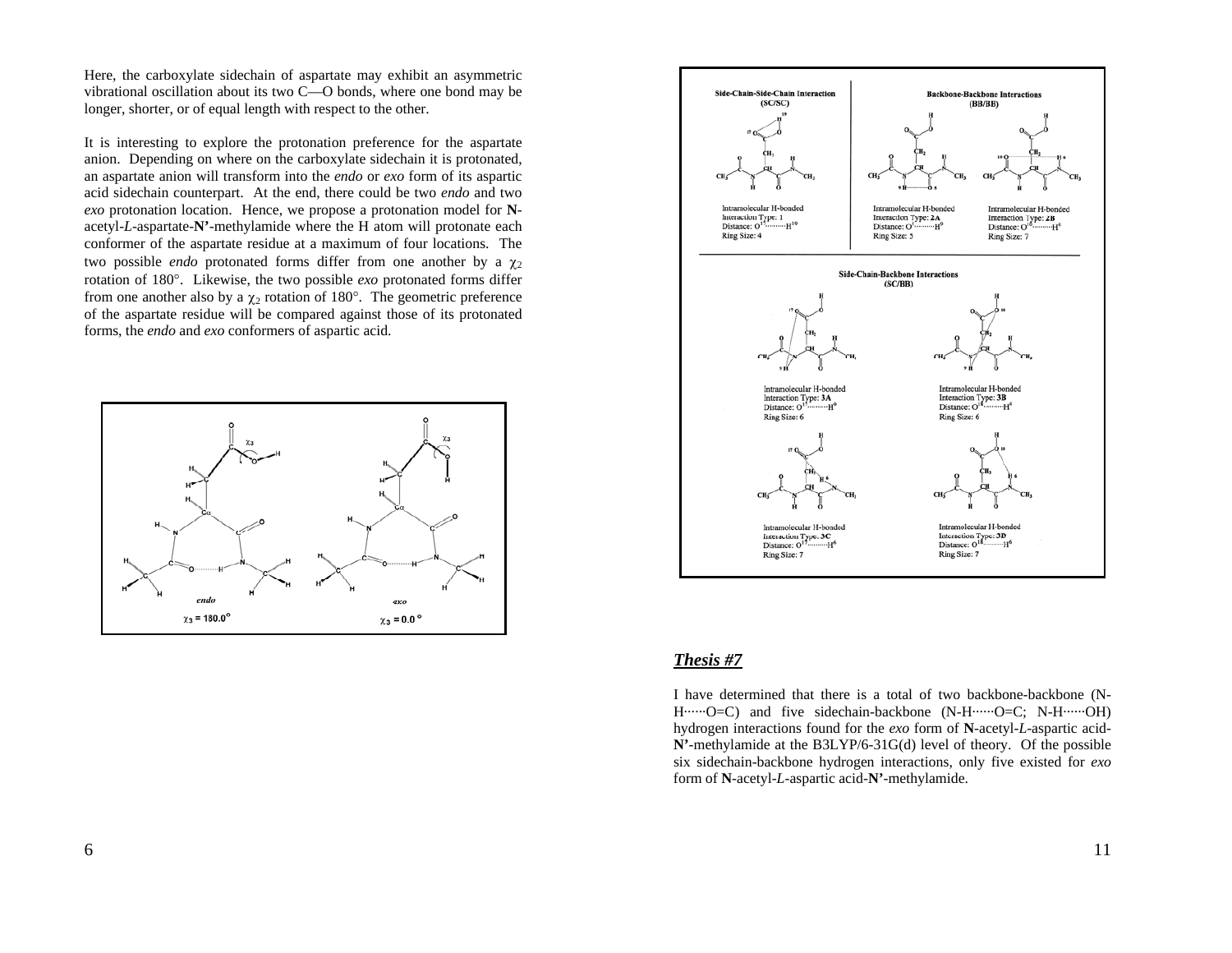Here, the carboxylate sidechain of aspartate may exhibit an asymmetric vibrational oscillation about its two C—O bonds, where one bond may be longer, shorter, or of equal length with respect to the other.

It is interesting to explore the protonation preference for the aspartate anion. Depending on where on the carboxylate sidechain it is protonated, an aspartate anion will transform into the *endo* or *exo* form of its aspartic acid sidechain counterpart. At the end, there could be two *endo* and two *exo* protonation location. Hence, we propose a protonation model for **N**-acetyl-*L*-aspartate-**N'**-methylamide where the H atom will protonate each conformer of the aspartate residue at a maximum of four locations. The two possible *endo* protonated forms differ from one another by a $\chi_2$ rotation of 180°. Likewise, the two possible *exo* protonated forms differ from one another also by a $\chi_2$ rotation of 180°. The geometric preference of the aspartate residue will be compared against those of its protonated forms, the *endo* and *exo* conformers of aspartic acid.

*endo* $\chi_3 = 180.0°$ *exo* $\chi_3 = 0.0°$

**Side-Chain-Side-Chain Interaction (SC/SC)**

Intramolecular H-bonded Interaction Type: 1
Distance: $O^{17}$·········$H^{19}$
Ring Size: 4

**Backbone-Backbone Interactions (BB/BB)**

Intramolecular H-bonded Interaction Type: 2A
Distance: $O^{5}$·········$H^{9}$
Ring Size: 5

Intramolecular H-bonded Interaction Type: 2B
Distance: $O^{10}$·········$H^{6}$
Ring Size: 7

**Side-Chain-Backbone Interactions (SC/BB)**

Intramolecular H-bonded Interaction Type: 3A
Distance: $O^{17}$·········$H^{9}$
Ring Size: 6

Intramolecular H-bonded Interaction Type: 3B
Distance: $O^{18}$·········$H^{9}$
Ring Size: 6

Intramolecular H-bonded Interaction Type: 3C
Distance: $O^{17}$·········$H^{6}$
Ring Size: 7

Intramolecular H-bonded Interaction Type: 3D
Distance: $O^{18}$·········$H^{6}$
Ring Size: 7

## *Thesis #7*

I have determined that there is a total of two backbone-backbone (N-H······O=C) and five sidechain-backbone (N-H······O=C; N-H······OH) hydrogen interactions found for the *exo* form of **N**-acetyl-*L*-aspartic acid-**N'**-methylamide at the B3LYP/6-31G(d) level of theory. Of the possible six sidechain-backbone hydrogen interactions, only five existed for *exo* form of **N**-acetyl-*L*-aspartic acid-**N'**-methylamide.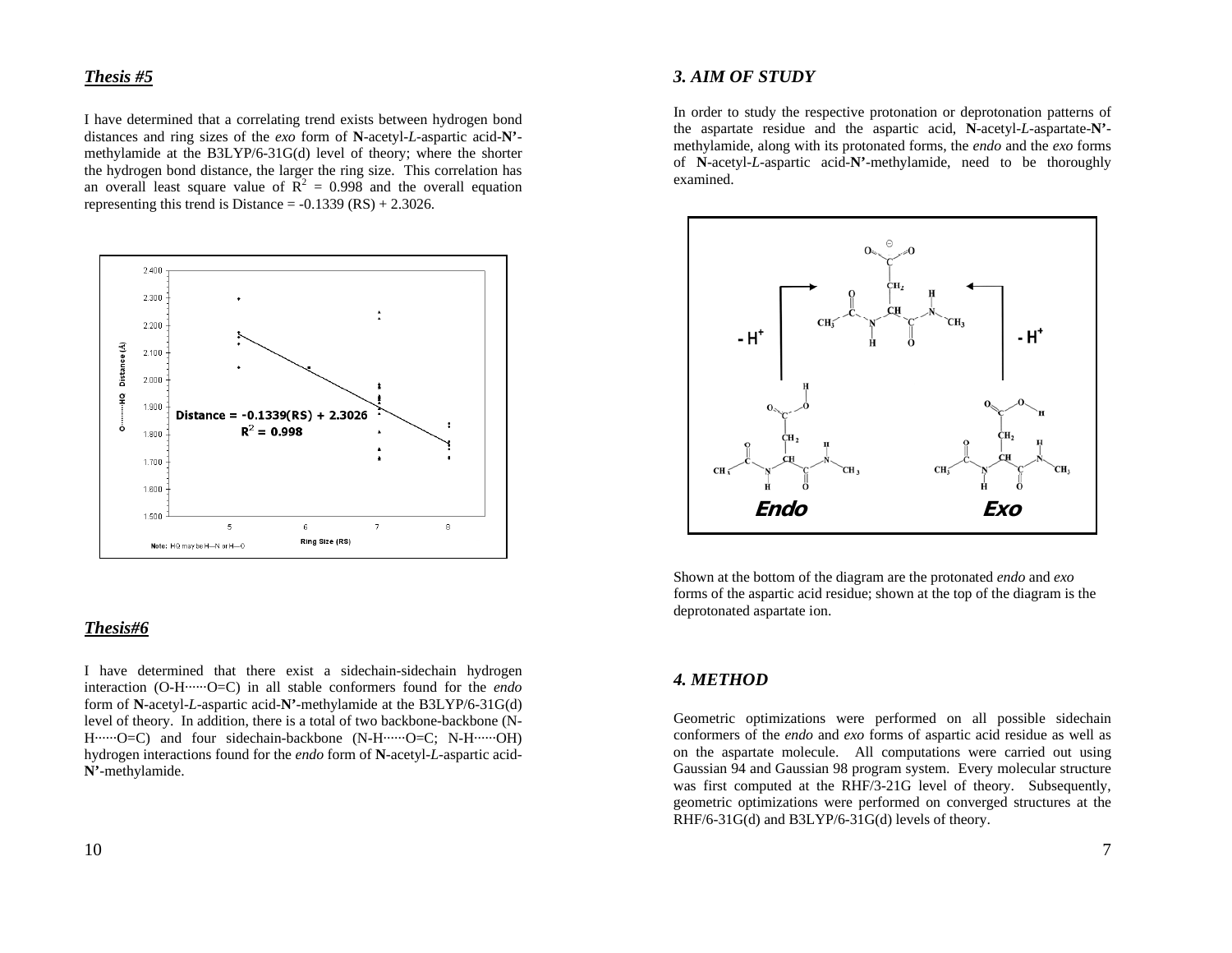***Thesis #5***

I have determined that a correlating trend exists between hydrogen bond distances and ring sizes of the *exo* form of **N**-acetyl-*L*-aspartic acid-**N'**-methylamide at the B3LYP/6-31G(d) level of theory; where the shorter the hydrogen bond distance, the larger the ring size. This correlation has an overall least square value of $R^2$ = 0.998 and the overall equation representing this trend is Distance = -0.1339 (RS) + 2.3026.

***Thesis#6***

I have determined that there exist a sidechain-sidechain hydrogen interaction (O-H······O=C) in all stable conformers found for the *endo* form of **N**-acetyl-*L*-aspartic acid-**N'**-methylamide at the B3LYP/6-31G(d) level of theory. In addition, there is a total of two backbone-backbone (N-H······O=C) and four sidechain-backbone (N-H······O=C; N-H······OH) hydrogen interactions found for the *endo* form of **N**-acetyl-*L*-aspartic acid-**N'**-methylamide.

## *3. AIM OF STUDY*

In order to study the respective protonation or deprotonation patterns of the aspartate residue and the aspartic acid, **N**-acetyl-*L*-aspartate-**N'**-methylamide, along with its protonated forms, the *endo* and the *exo* forms of **N**-acetyl-*L*-aspartic acid-**N'**-methylamide, need to be thoroughly examined.

Shown at the bottom of the diagram are the protonated *endo* and *exo* forms of the aspartic acid residue; shown at the top of the diagram is the deprotonated aspartate ion.

## *4. METHOD*

Geometric optimizations were performed on all possible sidechain conformers of the *endo* and *exo* forms of aspartic acid residue as well as on the aspartate molecule. All computations were carried out using Gaussian 94 and Gaussian 98 program system. Every molecular structure was first computed at the RHF/3-21G level of theory. Subsequently, geometric optimizations were performed on converged structures at the RHF/6-31G(d) and B3LYP/6-31G(d) levels of theory.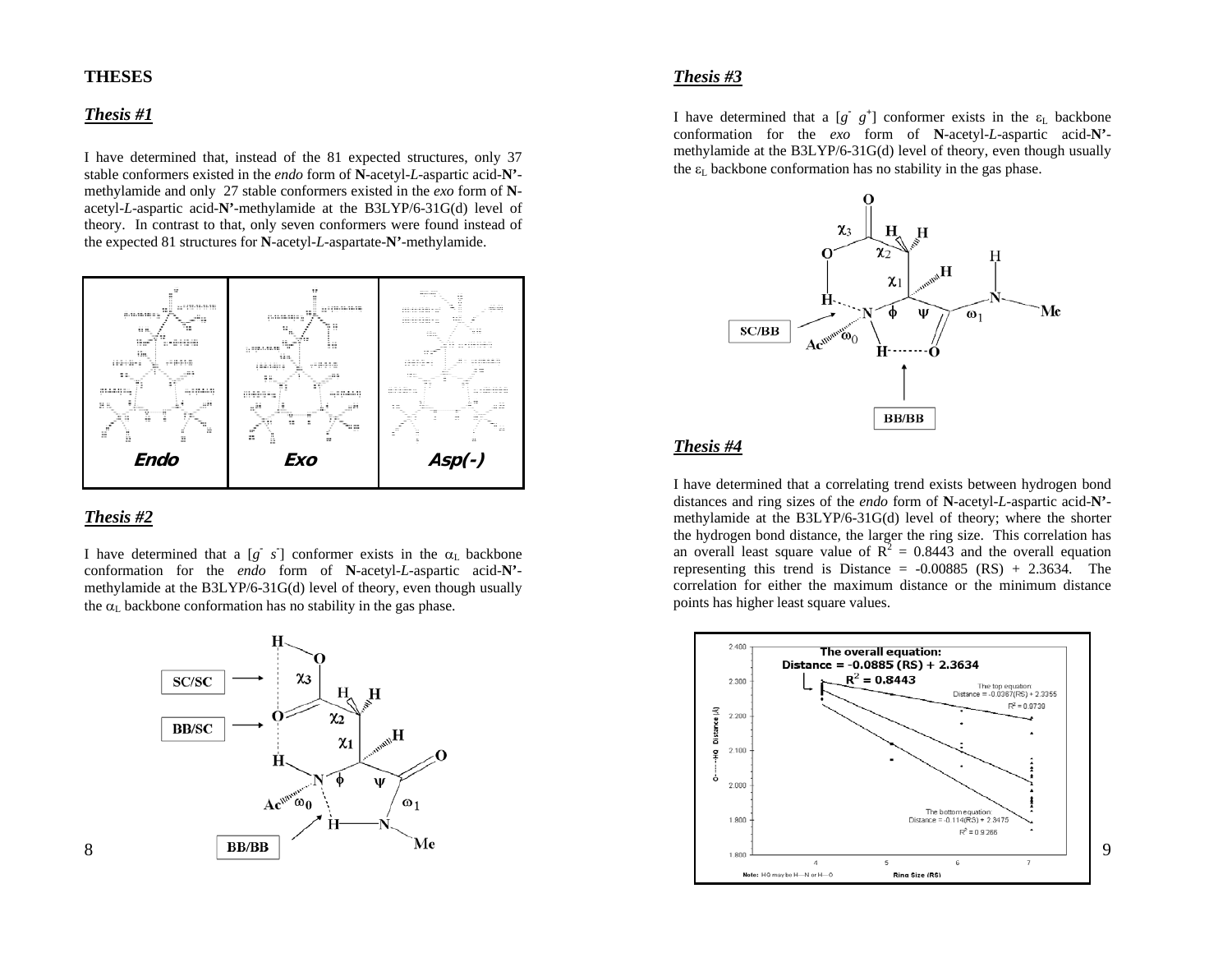## THESES

### *Thesis #1*

I have determined that, instead of the 81 expected structures, only 37 stable conformers existed in the *endo* form of **N**-acetyl-*L*-aspartic acid-**N'**-methylamide and only 27 stable conformers existed in the *exo* form of **N**-acetyl-*L*-aspartic acid-**N'**-methylamide at the B3LYP/6-31G(d) level of theory. In contrast to that, only seven conformers were found instead of the expected 81 structures for **N**-acetyl-*L*-aspartate-**N'**-methylamide.

**Endo** | **Exo** | **Asp(-)**

### *Thesis #2*

I have determined that a [$g^- s^-$] conformer exists in the $\alpha_L$ backbone conformation for the *endo* form of **N**-acetyl-*L*-aspartic acid-**N'**-methylamide at the B3LYP/6-31G(d) level of theory, even though usually the $\alpha_L$ backbone conformation has no stability in the gas phase.

SC/SC

BB/SC

BB/BB

### *Thesis #3*

I have determined that a [$g^- g^+$] conformer exists in the $\varepsilon_L$ backbone conformation for the *exo* form of **N**-acetyl-*L*-aspartic acid-**N'**-methylamide at the B3LYP/6-31G(d) level of theory, even though usually the $\varepsilon_L$ backbone conformation has no stability in the gas phase.

SC/BB

BB/BB

### *Thesis #4*

I have determined that a correlating trend exists between hydrogen bond distances and ring sizes of the *endo* form of **N**-acetyl-*L*-aspartic acid-**N'**-methylamide at the B3LYP/6-31G(d) level of theory; where the shorter the hydrogen bond distance, the larger the ring size. This correlation has an overall least square value of $R^2 = 0.8443$ and the overall equation representing this trend is Distance = -0.00885 (RS) + 2.3634. The correlation for either the maximum distance or the minimum distance points has higher least square values.

The overall equation:
Distance = -0.0885 (RS) + 2.3634
$R^2 = 0.8443$

The top equation:
Distance = -0.0367(RS) + 2.3355
$R^2 = 0.9739$

The bottom equation:
Distance = -0.114(RS) + 2.3475
$R^2 = 0.9266$

O------HQ Distance (Å)

Ring Size (RS)

Note: HQ may be H—N or H—O